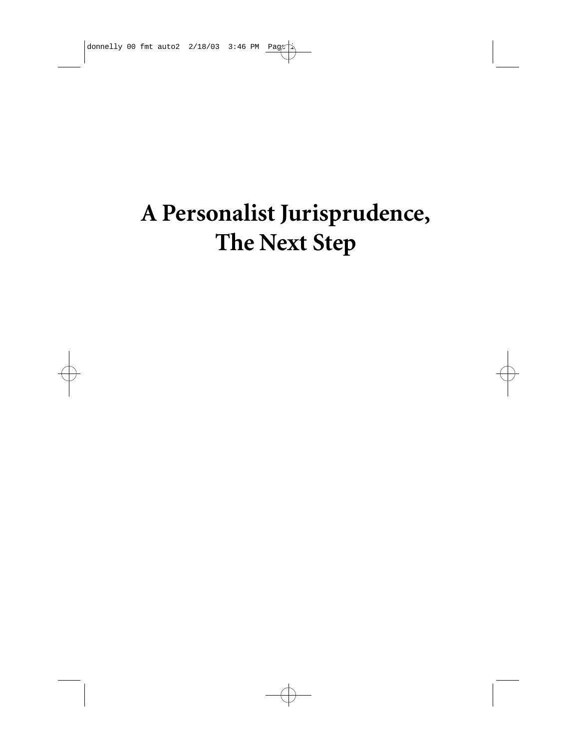# A Personalist Jurisprudence, The Next Step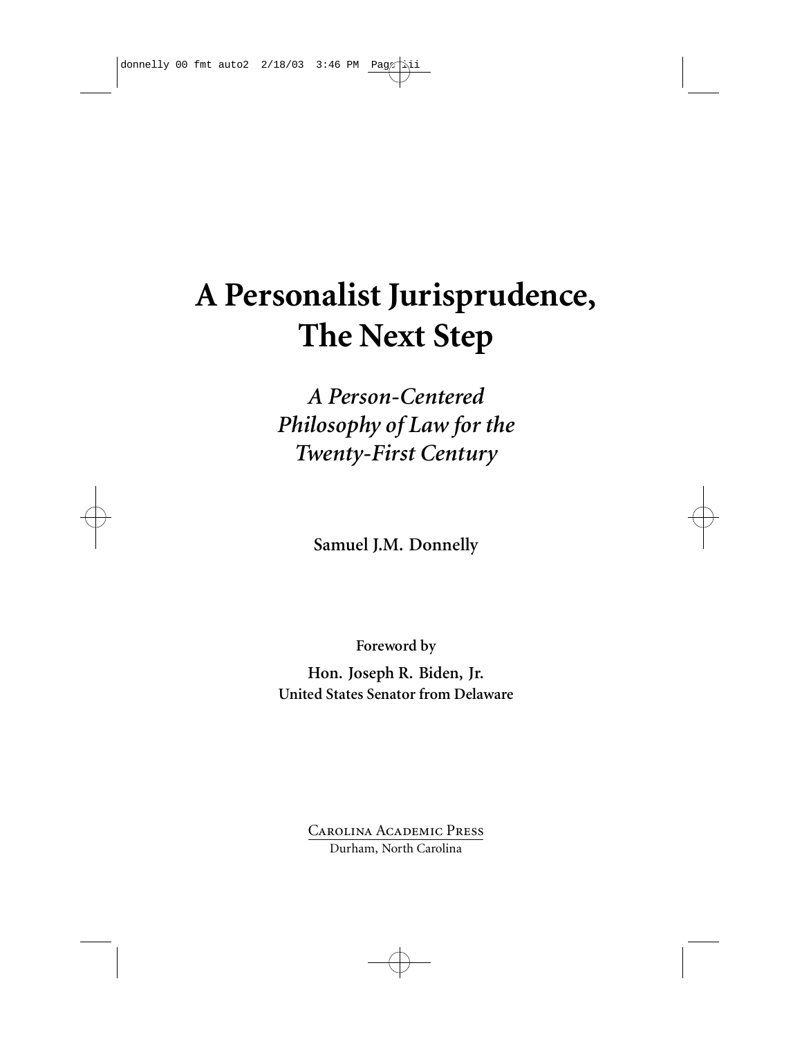# A Personalist Jurisprudence, The Next Step

*A Person-Centered Philosophy of Law for the Twenty-First Century*

**Samuel J.M. Donnelly**

**Foreword by**

**Hon. Joseph R. Biden, Jr.**
**United States Senator from Delaware**

Carolina Academic Press
Durham, North Carolina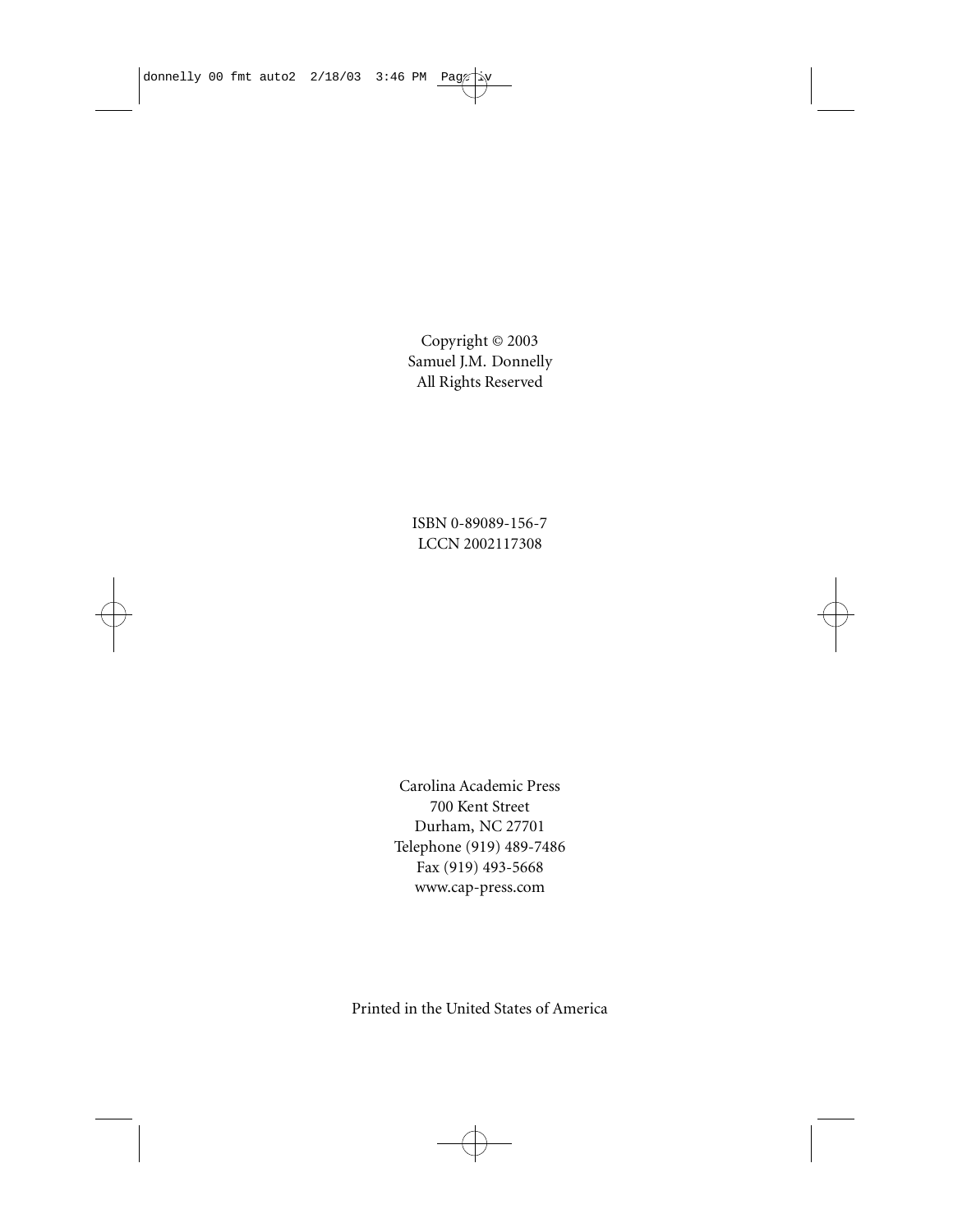Copyright © 2003
Samuel J.M. Donnelly
All Rights Reserved

ISBN 0-89089-156-7
LCCN 2002117308

Carolina Academic Press
700 Kent Street
Durham, NC 27701
Telephone (919) 489-7486
Fax (919) 493-5668
www.cap-press.com

Printed in the United States of America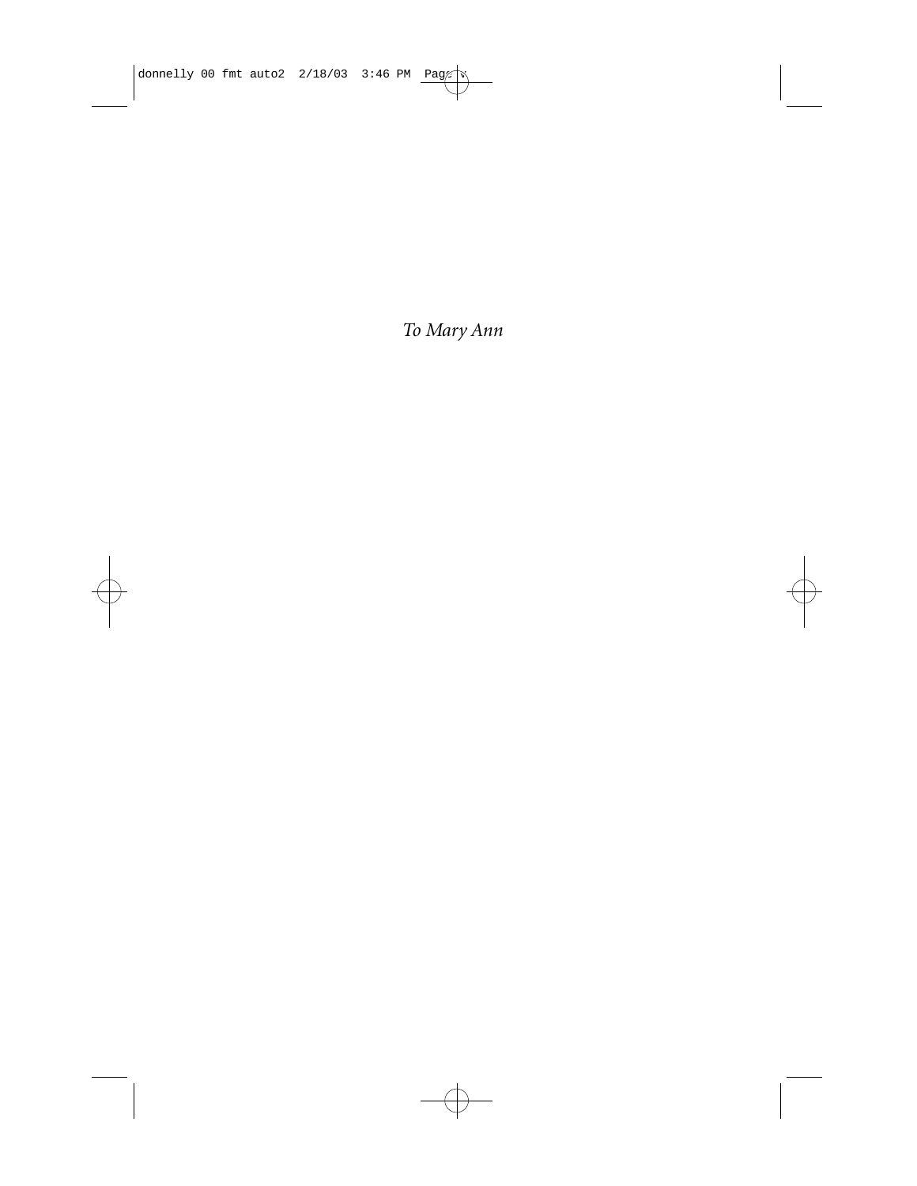*To Mary Ann*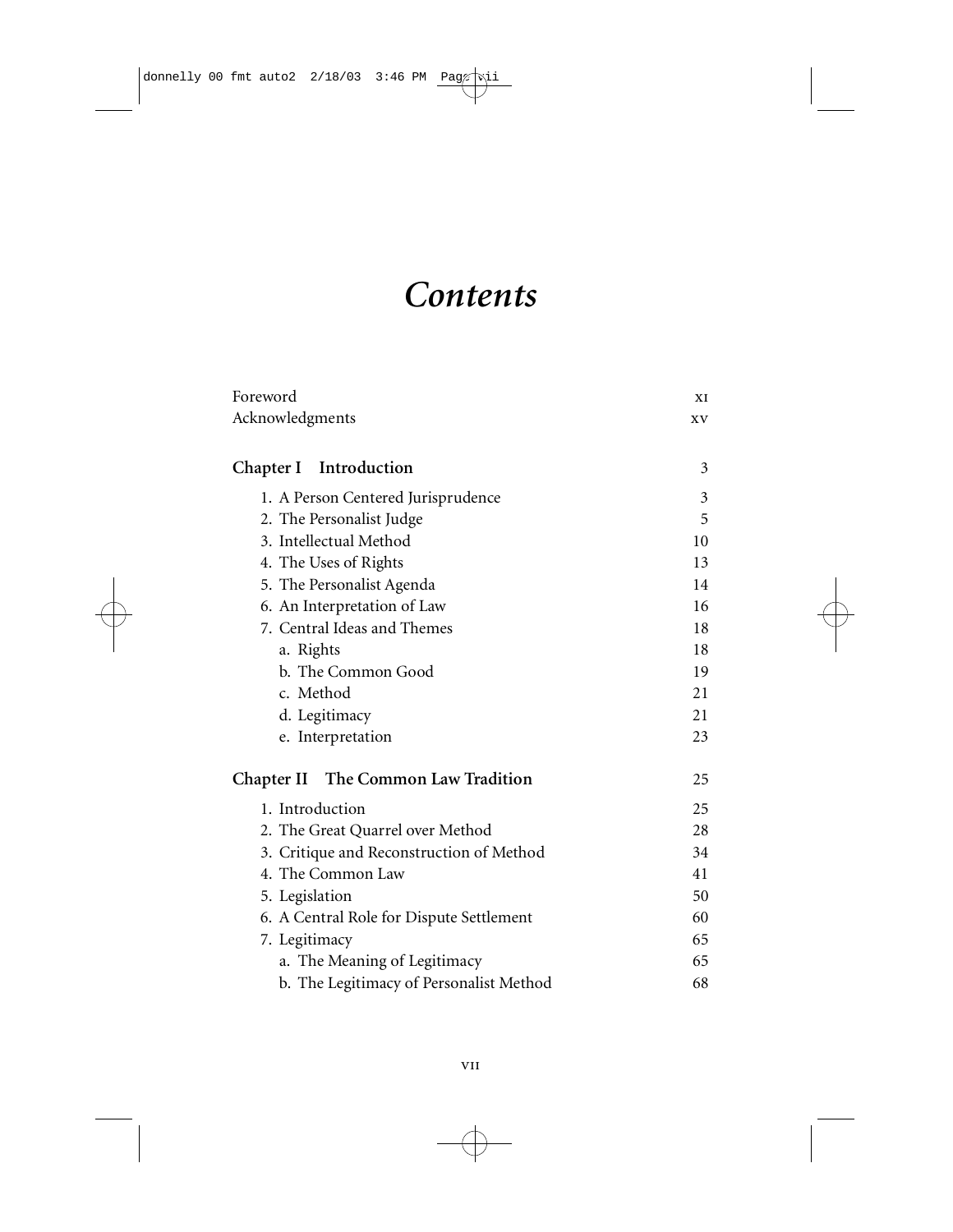# *Contents*

| | |
|---|---|
| Foreword | xi |
| Acknowledgments | xv |
| **Chapter I Introduction** | 3 |
| 1. A Person Centered Jurisprudence | 3 |
| 2. The Personalist Judge | 5 |
| 3. Intellectual Method | 10 |
| 4. The Uses of Rights | 13 |
| 5. The Personalist Agenda | 14 |
| 6. An Interpretation of Law | 16 |
| 7. Central Ideas and Themes | 18 |
| a. Rights | 18 |
| b. The Common Good | 19 |
| c. Method | 21 |
| d. Legitimacy | 21 |
| e. Interpretation | 23 |
| **Chapter II The Common Law Tradition** | 25 |
| 1. Introduction | 25 |
| 2. The Great Quarrel over Method | 28 |
| 3. Critique and Reconstruction of Method | 34 |
| 4. The Common Law | 41 |
| 5. Legislation | 50 |
| 6. A Central Role for Dispute Settlement | 60 |
| 7. Legitimacy | 65 |
| a. The Meaning of Legitimacy | 65 |
| b. The Legitimacy of Personalist Method | 68 |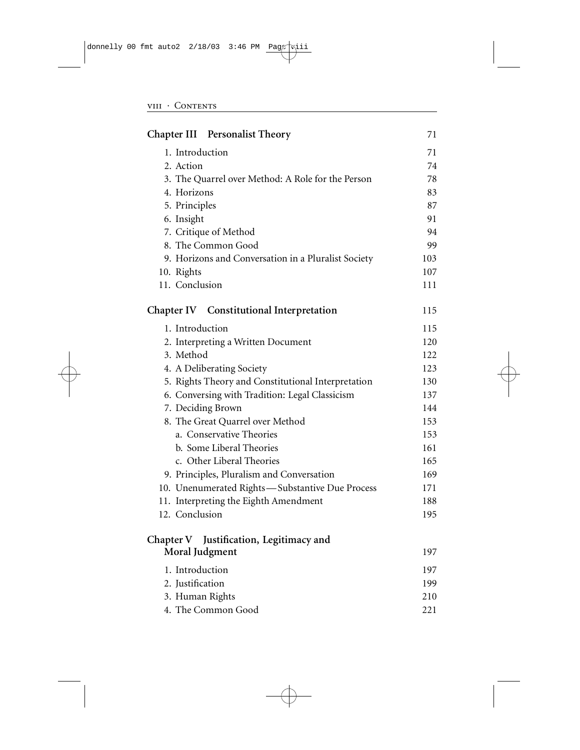| | |
|---|---|
| **Chapter III Personalist Theory** | 71 |
| 1. Introduction | 71 |
| 2. Action | 74 |
| 3. The Quarrel over Method: A Role for the Person | 78 |
| 4. Horizons | 83 |
| 5. Principles | 87 |
| 6. Insight | 91 |
| 7. Critique of Method | 94 |
| 8. The Common Good | 99 |
| 9. Horizons and Conversation in a Pluralist Society | 103 |
| 10. Rights | 107 |
| 11. Conclusion | 111 |
| **Chapter IV Constitutional Interpretation** | 115 |
| 1. Introduction | 115 |
| 2. Interpreting a Written Document | 120 |
| 3. Method | 122 |
| 4. A Deliberating Society | 123 |
| 5. Rights Theory and Constitutional Interpretation | 130 |
| 6. Conversing with Tradition: Legal Classicism | 137 |
| 7. Deciding Brown | 144 |
| 8. The Great Quarrel over Method | 153 |
| a. Conservative Theories | 153 |
| b. Some Liberal Theories | 161 |
| c. Other Liberal Theories | 165 |
| 9. Principles, Pluralism and Conversation | 169 |
| 10. Unenumerated Rights—Substantive Due Process | 171 |
| 11. Interpreting the Eighth Amendment | 188 |
| 12. Conclusion | 195 |
| **Chapter V Justification, Legitimacy and Moral Judgment** | 197 |
| 1. Introduction | 197 |
| 2. Justification | 199 |
| 3. Human Rights | 210 |
| 4. The Common Good | 221 |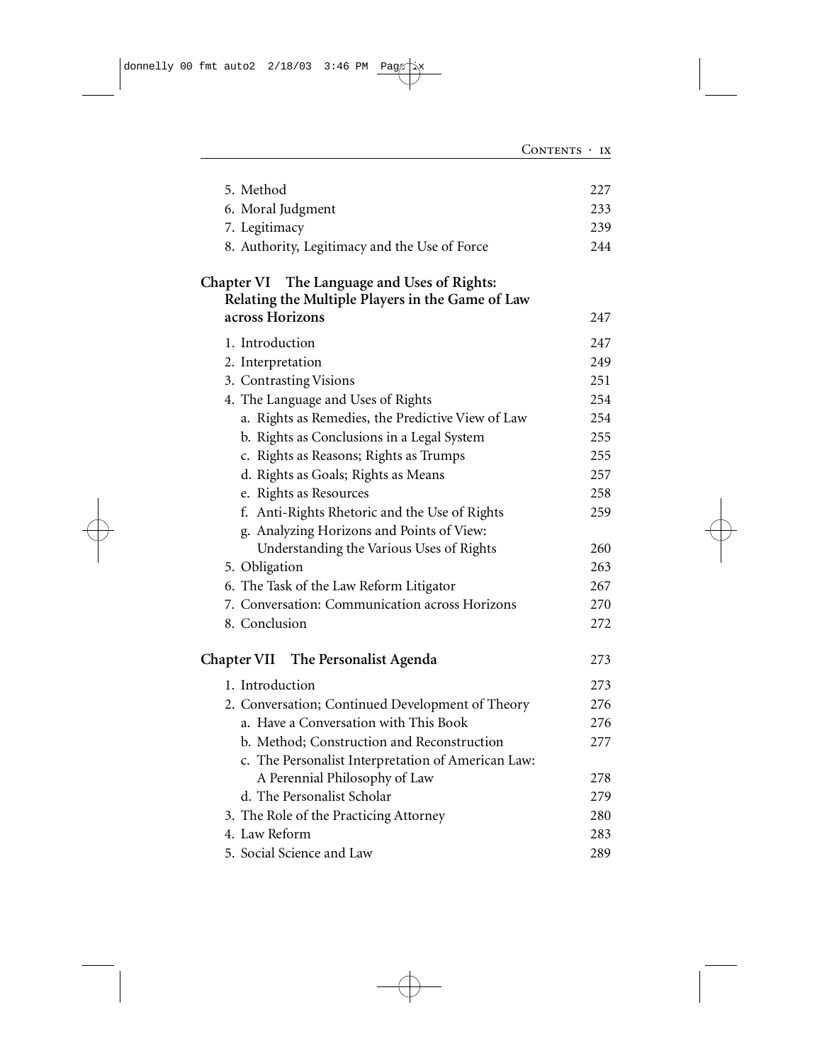5. Method 227
6. Moral Judgment 233
7. Legitimacy 239
8. Authority, Legitimacy and the Use of Force 244

**Chapter VI The Language and Uses of Rights: Relating the Multiple Players in the Game of Law across Horizons** 247

1. Introduction 247
2. Interpretation 249
3. Contrasting Visions 251
4. The Language and Uses of Rights 254
   a. Rights as Remedies, the Predictive View of Law 254
   b. Rights as Conclusions in a Legal System 255
   c. Rights as Reasons; Rights as Trumps 255
   d. Rights as Goals; Rights as Means 257
   e. Rights as Resources 258
   f. Anti-Rights Rhetoric and the Use of Rights 259
   g. Analyzing Horizons and Points of View: Understanding the Various Uses of Rights 260
5. Obligation 263
6. The Task of the Law Reform Litigator 267
7. Conversation: Communication across Horizons 270
8. Conclusion 272

**Chapter VII The Personalist Agenda** 273

1. Introduction 273
2. Conversation; Continued Development of Theory 276
   a. Have a Conversation with This Book 276
   b. Method; Construction and Reconstruction 277
   c. The Personalist Interpretation of American Law: A Perennial Philosophy of Law 278
   d. The Personalist Scholar 279
3. The Role of the Practicing Attorney 280
4. Law Reform 283
5. Social Science and Law 289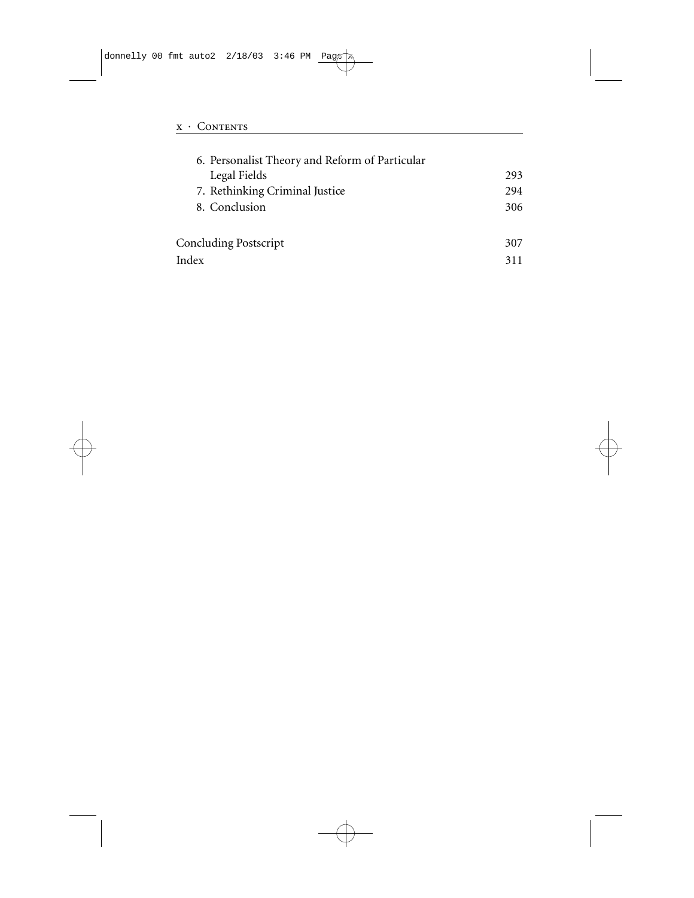6. Personalist Theory and Reform of Particular Legal Fields 293
7. Rethinking Criminal Justice 294
8. Conclusion 306

Concluding Postscript 307

Index 311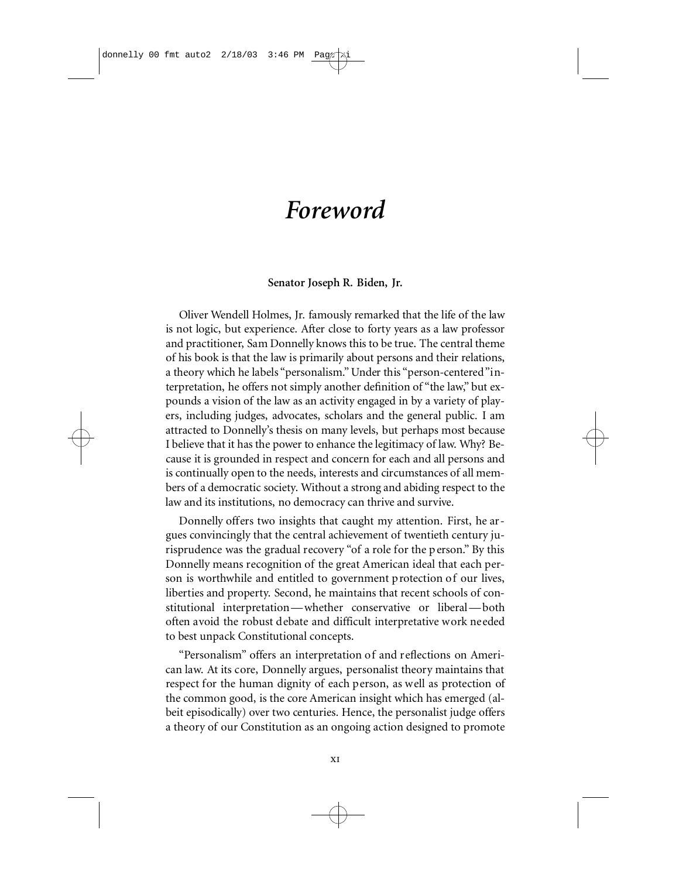# *Foreword*

**Senator Joseph R. Biden, Jr.**

Oliver Wendell Holmes, Jr. famously remarked that the life of the law is not logic, but experience. After close to forty years as a law professor and practitioner, Sam Donnelly knows this to be true. The central theme of his book is that the law is primarily about persons and their relations, a theory which he labels "personalism." Under this "person-centered" interpretation, he offers not simply another definition of "the law," but expounds a vision of the law as an activity engaged in by a variety of players, including judges, advocates, scholars and the general public. I am attracted to Donnelly's thesis on many levels, but perhaps most because I believe that it has the power to enhance the legitimacy of law. Why? Because it is grounded in respect and concern for each and all persons and is continually open to the needs, interests and circumstances of all members of a democratic society. Without a strong and abiding respect to the law and its institutions, no democracy can thrive and survive.

Donnelly offers two insights that caught my attention. First, he argues convincingly that the central achievement of twentieth century jurisprudence was the gradual recovery "of a role for the person." By this Donnelly means recognition of the great American ideal that each person is worthwhile and entitled to government protection of our lives, liberties and property. Second, he maintains that recent schools of constitutional interpretation—whether conservative or liberal—both often avoid the robust debate and difficult interpretative work needed to best unpack Constitutional concepts.

"Personalism" offers an interpretation of and reflections on American law. At its core, Donnelly argues, personalist theory maintains that respect for the human dignity of each person, as well as protection of the common good, is the core American insight which has emerged (albeit episodically) over two centuries. Hence, the personalist judge offers a theory of our Constitution as an ongoing action designed to promote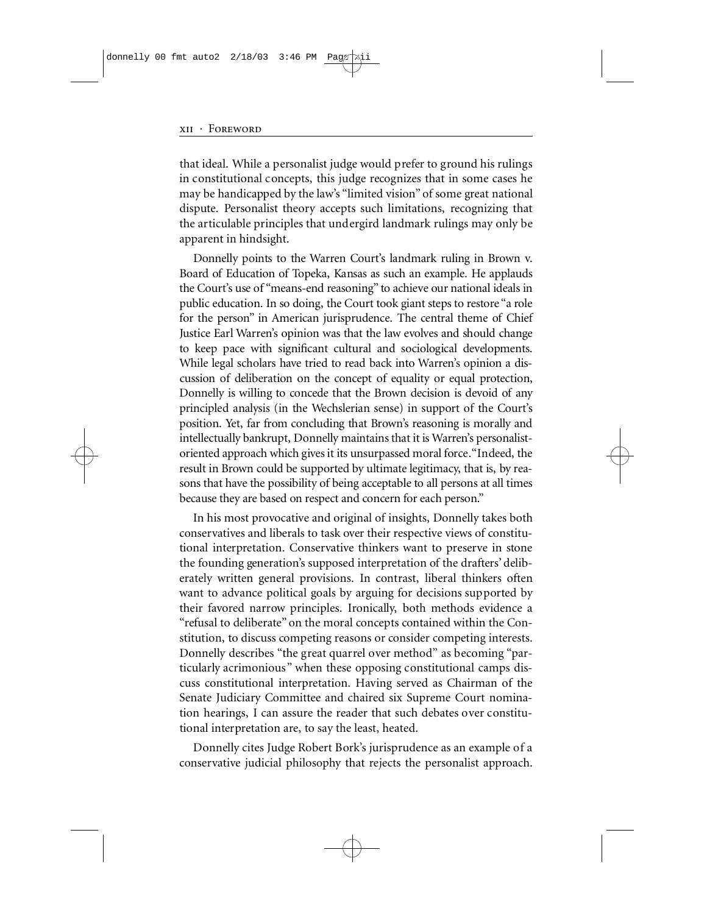that ideal. While a personalist judge would prefer to ground his rulings in constitutional concepts, this judge recognizes that in some cases he may be handicapped by the law's "limited vision" of some great national dispute. Personalist theory accepts such limitations, recognizing that the articulable principles that undergird landmark rulings may only be apparent in hindsight.

Donnelly points to the Warren Court's landmark ruling in Brown v. Board of Education of Topeka, Kansas as such an example. He applauds the Court's use of "means-end reasoning" to achieve our national ideals in public education. In so doing, the Court took giant steps to restore "a role for the person" in American jurisprudence. The central theme of Chief Justice Earl Warren's opinion was that the law evolves and should change to keep pace with significant cultural and sociological developments. While legal scholars have tried to read back into Warren's opinion a discussion of deliberation on the concept of equality or equal protection, Donnelly is willing to concede that the Brown decision is devoid of any principled analysis (in the Wechslerian sense) in support of the Court's position. Yet, far from concluding that Brown's reasoning is morally and intellectually bankrupt, Donnelly maintains that it is Warren's personalist-oriented approach which gives it its unsurpassed moral force. "Indeed, the result in Brown could be supported by ultimate legitimacy, that is, by reasons that have the possibility of being acceptable to all persons at all times because they are based on respect and concern for each person."

In his most provocative and original of insights, Donnelly takes both conservatives and liberals to task over their respective views of constitutional interpretation. Conservative thinkers want to preserve in stone the founding generation's supposed interpretation of the drafters' deliberately written general provisions. In contrast, liberal thinkers often want to advance political goals by arguing for decisions supported by their favored narrow principles. Ironically, both methods evidence a "refusal to deliberate" on the moral concepts contained within the Constitution, to discuss competing reasons or consider competing interests. Donnelly describes "the great quarrel over method" as becoming "particularly acrimonious" when these opposing constitutional camps discuss constitutional interpretation. Having served as Chairman of the Senate Judiciary Committee and chaired six Supreme Court nomination hearings, I can assure the reader that such debates over constitutional interpretation are, to say the least, heated.

Donnelly cites Judge Robert Bork's jurisprudence as an example of a conservative judicial philosophy that rejects the personalist approach.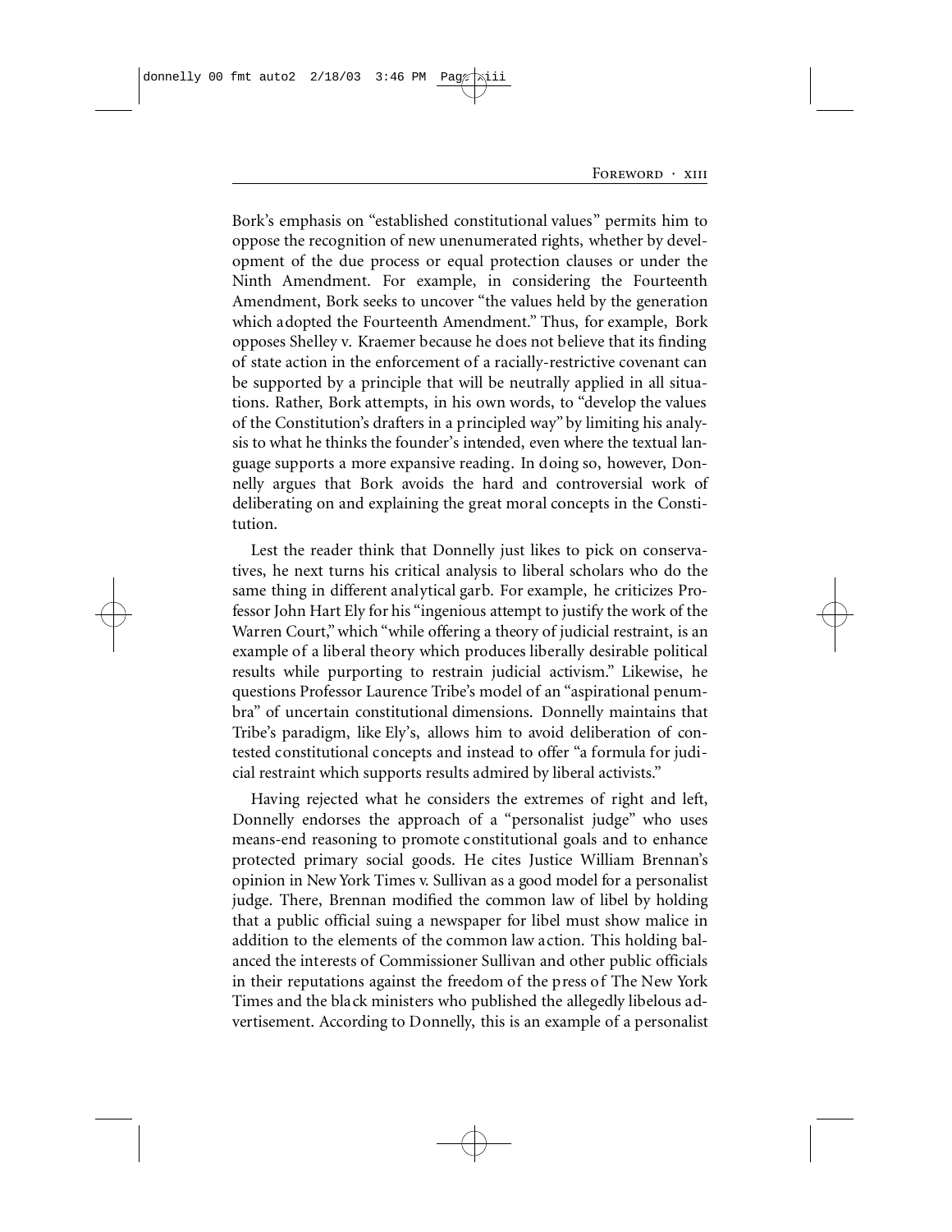Bork's emphasis on "established constitutional values" permits him to oppose the recognition of new unenumerated rights, whether by development of the due process or equal protection clauses or under the Ninth Amendment. For example, in considering the Fourteenth Amendment, Bork seeks to uncover "the values held by the generation which adopted the Fourteenth Amendment." Thus, for example, Bork opposes Shelley v. Kraemer because he does not believe that its finding of state action in the enforcement of a racially-restrictive covenant can be supported by a principle that will be neutrally applied in all situations. Rather, Bork attempts, in his own words, to "develop the values of the Constitution's drafters in a principled way" by limiting his analysis to what he thinks the founder's intended, even where the textual language supports a more expansive reading. In doing so, however, Donnelly argues that Bork avoids the hard and controversial work of deliberating on and explaining the great moral concepts in the Constitution.

Lest the reader think that Donnelly just likes to pick on conservatives, he next turns his critical analysis to liberal scholars who do the same thing in different analytical garb. For example, he criticizes Professor John Hart Ely for his "ingenious attempt to justify the work of the Warren Court," which "while offering a theory of judicial restraint, is an example of a liberal theory which produces liberally desirable political results while purporting to restrain judicial activism." Likewise, he questions Professor Laurence Tribe's model of an "aspirational penumbra" of uncertain constitutional dimensions. Donnelly maintains that Tribe's paradigm, like Ely's, allows him to avoid deliberation of contested constitutional concepts and instead to offer "a formula for judicial restraint which supports results admired by liberal activists."

Having rejected what he considers the extremes of right and left, Donnelly endorses the approach of a "personalist judge" who uses means-end reasoning to promote constitutional goals and to enhance protected primary social goods. He cites Justice William Brennan's opinion in New York Times v. Sullivan as a good model for a personalist judge. There, Brennan modified the common law of libel by holding that a public official suing a newspaper for libel must show malice in addition to the elements of the common law action. This holding balanced the interests of Commissioner Sullivan and other public officials in their reputations against the freedom of the press of The New York Times and the black ministers who published the allegedly libelous advertisement. According to Donnelly, this is an example of a personalist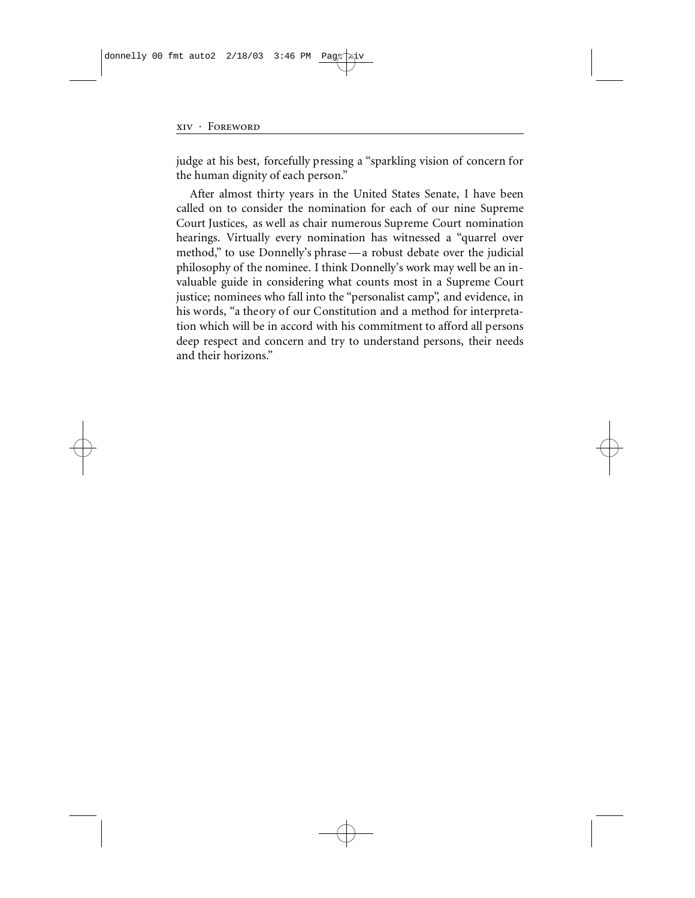judge at his best, forcefully pressing a "sparkling vision of concern for the human dignity of each person."

After almost thirty years in the United States Senate, I have been called on to consider the nomination for each of our nine Supreme Court Justices, as well as chair numerous Supreme Court nomination hearings. Virtually every nomination has witnessed a "quarrel over method," to use Donnelly's phrase—a robust debate over the judicial philosophy of the nominee. I think Donnelly's work may well be an invaluable guide in considering what counts most in a Supreme Court justice; nominees who fall into the "personalist camp", and evidence, in his words, "a theory of our Constitution and a method for interpretation which will be in accord with his commitment to afford all persons deep respect and concern and try to understand persons, their needs and their horizons."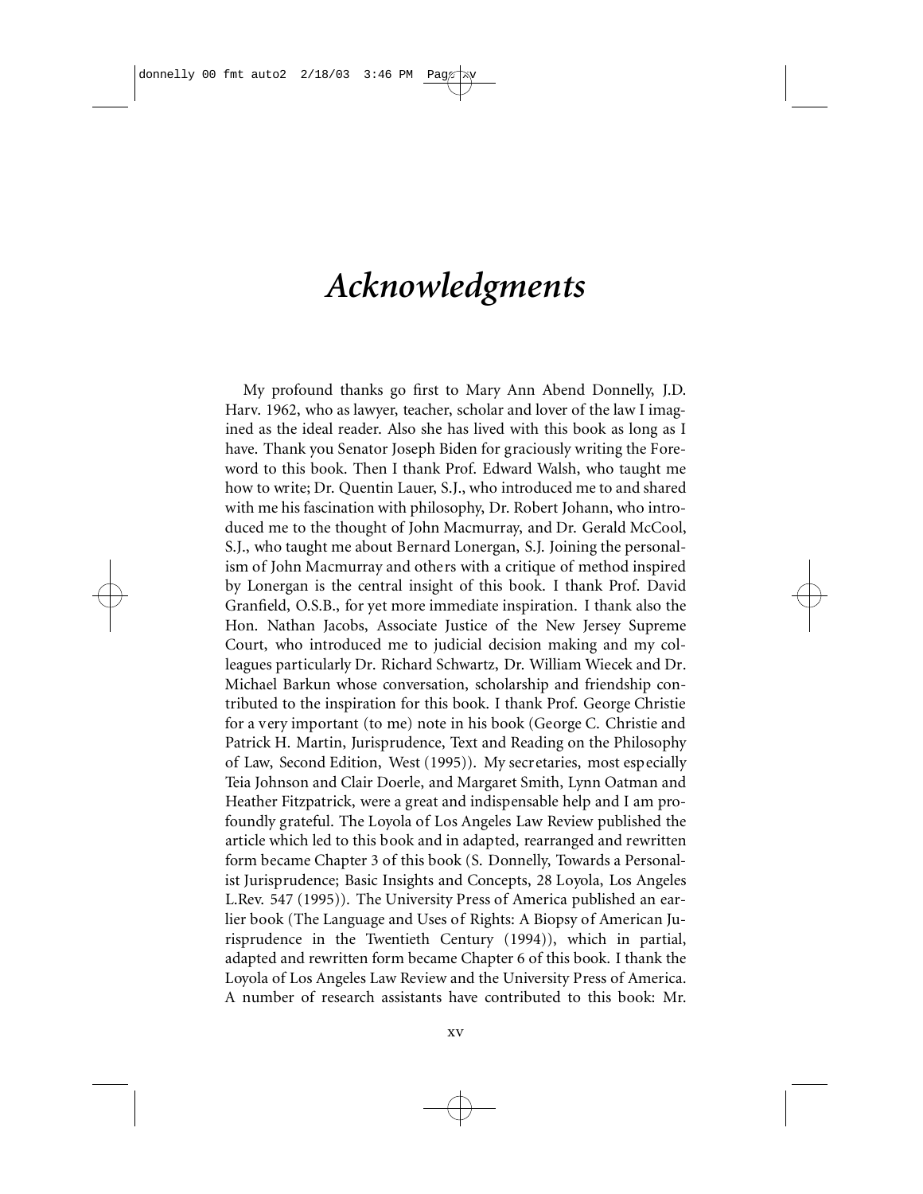# *Acknowledgments*

My profound thanks go first to Mary Ann Abend Donnelly, J.D. Harv. 1962, who as lawyer, teacher, scholar and lover of the law I imagined as the ideal reader. Also she has lived with this book as long as I have. Thank you Senator Joseph Biden for graciously writing the Foreword to this book. Then I thank Prof. Edward Walsh, who taught me how to write; Dr. Quentin Lauer, S.J., who introduced me to and shared with me his fascination with philosophy, Dr. Robert Johann, who introduced me to the thought of John Macmurray, and Dr. Gerald McCool, S.J., who taught me about Bernard Lonergan, S.J. Joining the personalism of John Macmurray and others with a critique of method inspired by Lonergan is the central insight of this book. I thank Prof. David Granfield, O.S.B., for yet more immediate inspiration. I thank also the Hon. Nathan Jacobs, Associate Justice of the New Jersey Supreme Court, who introduced me to judicial decision making and my colleagues particularly Dr. Richard Schwartz, Dr. William Wiecek and Dr. Michael Barkun whose conversation, scholarship and friendship contributed to the inspiration for this book. I thank Prof. George Christie for a very important (to me) note in his book (George C. Christie and Patrick H. Martin, Jurisprudence, Text and Reading on the Philosophy of Law, Second Edition, West (1995)). My secretaries, most especially Teia Johnson and Clair Doerle, and Margaret Smith, Lynn Oatman and Heather Fitzpatrick, were a great and indispensable help and I am profoundly grateful. The Loyola of Los Angeles Law Review published the article which led to this book and in adapted, rearranged and rewritten form became Chapter 3 of this book (S. Donnelly, Towards a Personalist Jurisprudence; Basic Insights and Concepts, 28 Loyola, Los Angeles L.Rev. 547 (1995)). The University Press of America published an earlier book (The Language and Uses of Rights: A Biopsy of American Jurisprudence in the Twentieth Century (1994)), which in partial, adapted and rewritten form became Chapter 6 of this book. I thank the Loyola of Los Angeles Law Review and the University Press of America. A number of research assistants have contributed to this book: Mr.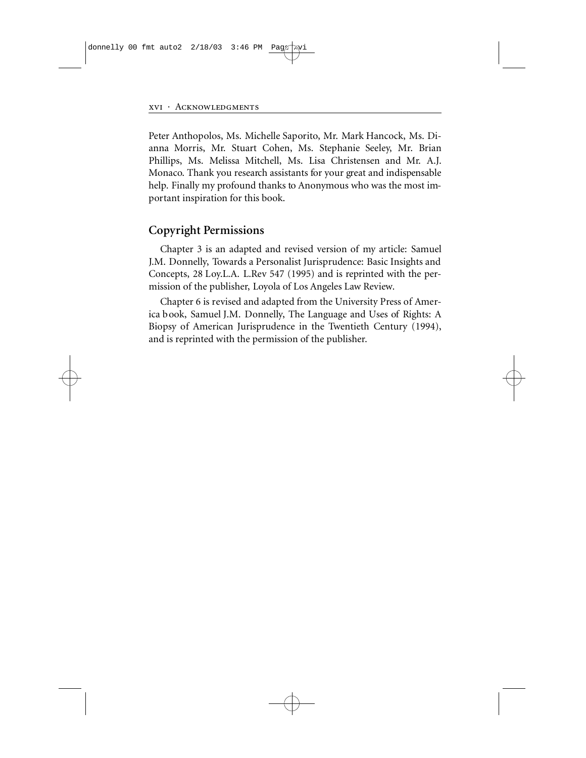Peter Anthopolos, Ms. Michelle Saporito, Mr. Mark Hancock, Ms. Dianna Morris, Mr. Stuart Cohen, Ms. Stephanie Seeley, Mr. Brian Phillips, Ms. Melissa Mitchell, Ms. Lisa Christensen and Mr. A.J. Monaco. Thank you research assistants for your great and indispensable help. Finally my profound thanks to Anonymous who was the most important inspiration for this book.

## Copyright Permissions

Chapter 3 is an adapted and revised version of my article: Samuel J.M. Donnelly, Towards a Personalist Jurisprudence: Basic Insights and Concepts, 28 Loy.L.A. L.Rev 547 (1995) and is reprinted with the permission of the publisher, Loyola of Los Angeles Law Review.

Chapter 6 is revised and adapted from the University Press of America book, Samuel J.M. Donnelly, The Language and Uses of Rights: A Biopsy of American Jurisprudence in the Twentieth Century (1994), and is reprinted with the permission of the publisher.